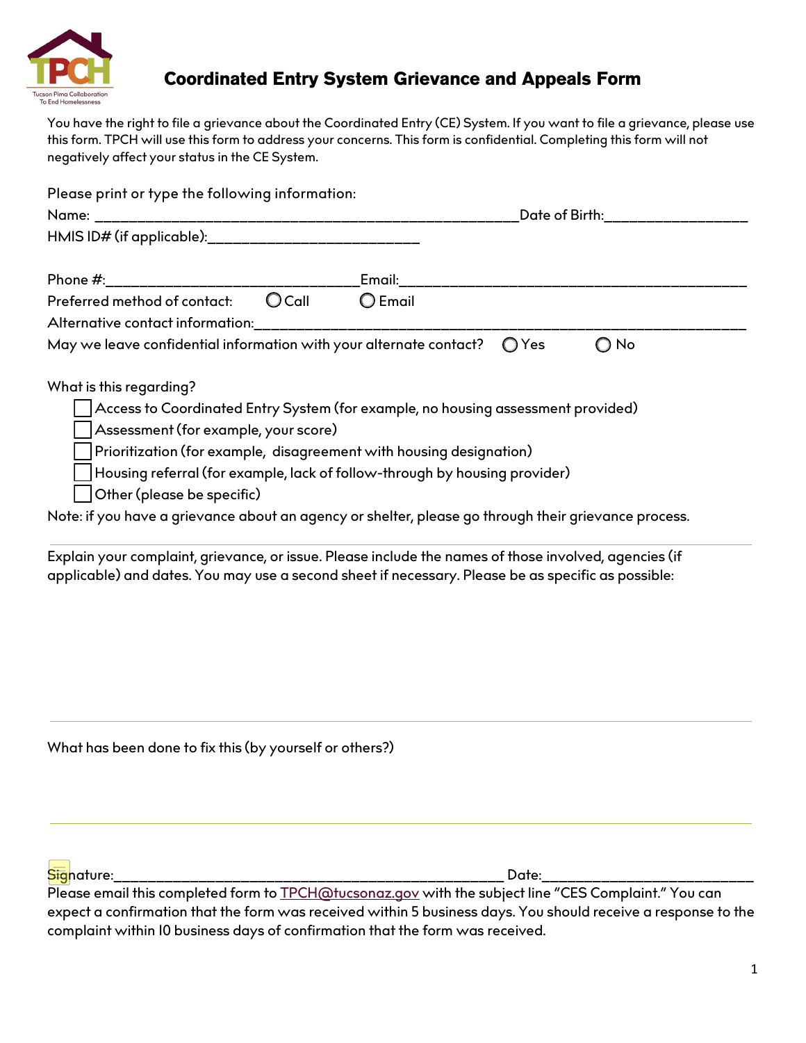Tucson Pima Collaboration To End Homelessness

# Coordinated Entry System Grievance and Appeals Form

You have the right to file a grievance about the Coordinated Entry (CE) System. If you want to file a grievance, please use this form. TPCH will use this form to address your concerns. This form is confidential. Completing this form will not negatively affect your status in the CE System.

Please print or type the following information:

Name: ______________________________________________________ Date of Birth: __________________

HMIS ID# (if applicable): __________________________

Phone #: _________________________________ Email: _____________________________________________

Preferred method of contact: ◯ Call ◯ Email

Alternative contact information: ______________________________________________________________

May we leave confidential information with your alternate contact? ◯ Yes ◯ No

What is this regarding?

- ☐ Access to Coordinated Entry System (for example, no housing assessment provided)
- ☐ Assessment (for example, your score)
- ☐ Prioritization (for example, disagreement with housing designation)
- ☐ Housing referral (for example, lack of follow-through by housing provider)
- ☐ Other (please be specific)

Note: if you have a grievance about an agency or shelter, please go through their grievance process.

---

Explain your complaint, grievance, or issue. Please include the names of those involved, agencies (if applicable) and dates. You may use a second sheet if necessary. Please be as specific as possible:

---

What has been done to fix this (by yourself or others?)

---

Signature: ___________________________________________________ Date: ___________________________

Please email this completed form to TPCH@tucsonaz.gov with the subject line "CES Complaint." You can expect a confirmation that the form was received within 5 business days. You should receive a response to the complaint within 10 business days of confirmation that the form was received.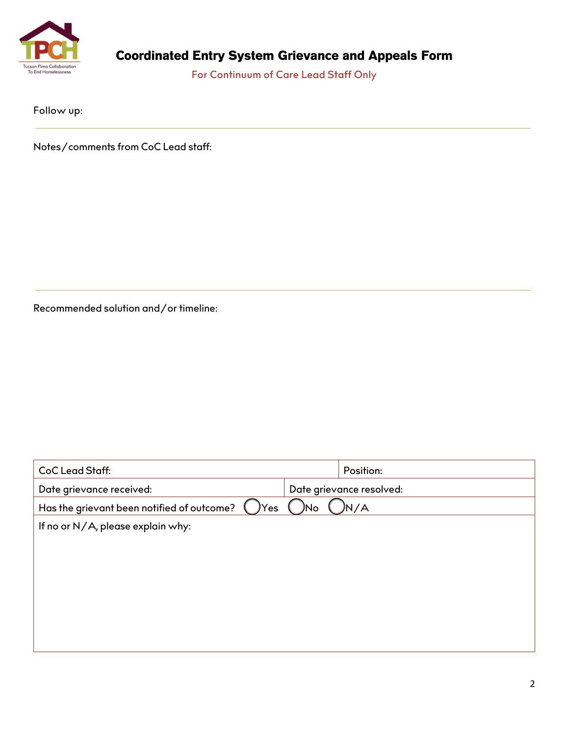# Coordinated Entry System Grievance and Appeals Form

For Continuum of Care Lead Staff Only

Follow up:

---

Notes/comments from CoC Lead staff:

---

Recommended solution and/or timeline:

| | |
|---|---|
| CoC Lead Staff: | Position: |
| Date grievance received: | Date grievance resolved: |
| Has the grievant been notified of outcome? ◯ Yes ◯ No ◯ N/A | |
| If no or N/A, please explain why: | |